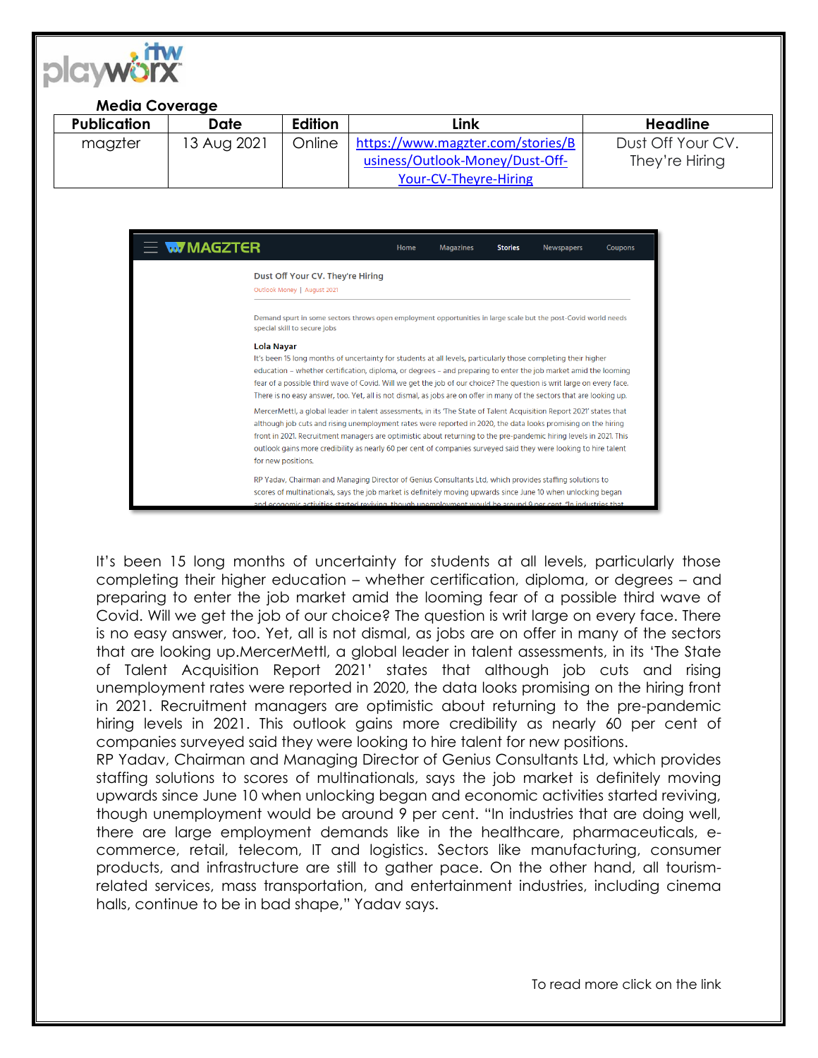**Media Coverage**

| Publication | Date | Edition | Link | Headline |
|---|---|---|---|---|
| magzter | 13 Aug 2021 | Online | https://www.magzter.com/stories/Business/Outlook-Money/Dust-Off-Your-CV-Theyre-Hiring | Dust Off Your CV. They're Hiring |

It's been 15 long months of uncertainty for students at all levels, particularly those completing their higher education – whether certification, diploma, or degrees – and preparing to enter the job market amid the looming fear of a possible third wave of Covid. Will we get the job of our choice? The question is writ large on every face. There is no easy answer, too. Yet, all is not dismal, as jobs are on offer in many of the sectors that are looking up.MercerMettl, a global leader in talent assessments, in its 'The State of Talent Acquisition Report 2021' states that although job cuts and rising unemployment rates were reported in 2020, the data looks promising on the hiring front in 2021. Recruitment managers are optimistic about returning to the pre-pandemic hiring levels in 2021. This outlook gains more credibility as nearly 60 per cent of companies surveyed said they were looking to hire talent for new positions.

RP Yadav, Chairman and Managing Director of Genius Consultants Ltd, which provides staffing solutions to scores of multinationals, says the job market is definitely moving upwards since June 10 when unlocking began and economic activities started reviving, though unemployment would be around 9 per cent. "In industries that are doing well, there are large employment demands like in the healthcare, pharmaceuticals, e-commerce, retail, telecom, IT and logistics. Sectors like manufacturing, consumer products, and infrastructure are still to gather pace. On the other hand, all tourism-related services, mass transportation, and entertainment industries, including cinema halls, continue to be in bad shape," Yadav says.

To read more click on the link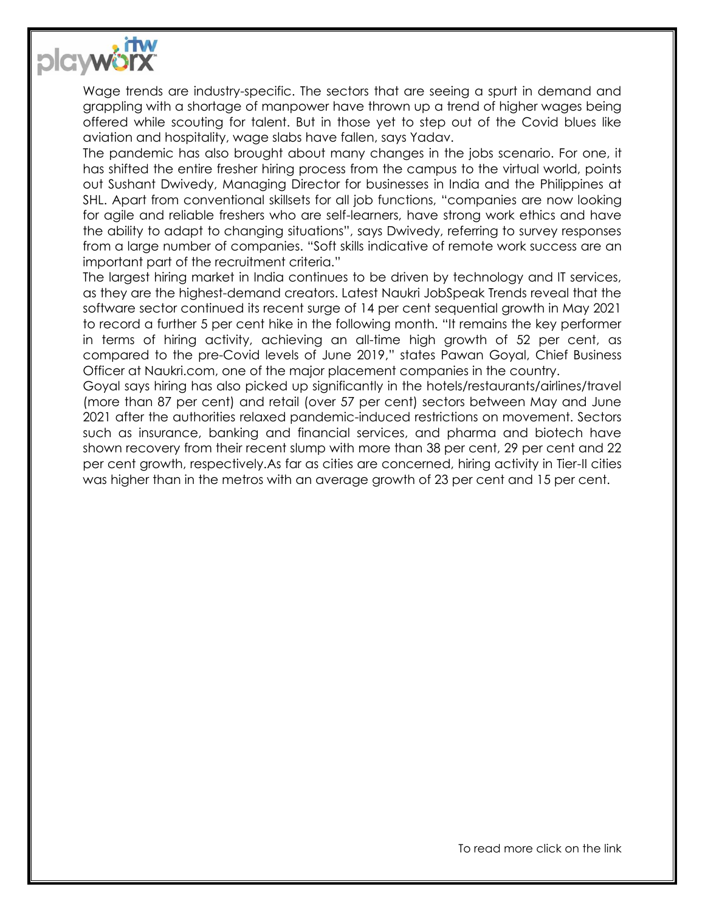Wage trends are industry-specific. The sectors that are seeing a spurt in demand and grappling with a shortage of manpower have thrown up a trend of higher wages being offered while scouting for talent. But in those yet to step out of the Covid blues like aviation and hospitality, wage slabs have fallen, says Yadav.

The pandemic has also brought about many changes in the jobs scenario. For one, it has shifted the entire fresher hiring process from the campus to the virtual world, points out Sushant Dwivedy, Managing Director for businesses in India and the Philippines at SHL. Apart from conventional skillsets for all job functions, "companies are now looking for agile and reliable freshers who are self-learners, have strong work ethics and have the ability to adapt to changing situations", says Dwivedy, referring to survey responses from a large number of companies. "Soft skills indicative of remote work success are an important part of the recruitment criteria."

The largest hiring market in India continues to be driven by technology and IT services, as they are the highest-demand creators. Latest Naukri JobSpeak Trends reveal that the software sector continued its recent surge of 14 per cent sequential growth in May 2021 to record a further 5 per cent hike in the following month. "It remains the key performer in terms of hiring activity, achieving an all-time high growth of 52 per cent, as compared to the pre-Covid levels of June 2019," states Pawan Goyal, Chief Business Officer at Naukri.com, one of the major placement companies in the country.

Goyal says hiring has also picked up significantly in the hotels/restaurants/airlines/travel (more than 87 per cent) and retail (over 57 per cent) sectors between May and June 2021 after the authorities relaxed pandemic-induced restrictions on movement. Sectors such as insurance, banking and financial services, and pharma and biotech have shown recovery from their recent slump with more than 38 per cent, 29 per cent and 22 per cent growth, respectively.As far as cities are concerned, hiring activity in Tier-II cities was higher than in the metros with an average growth of 23 per cent and 15 per cent.

To read more click on the link